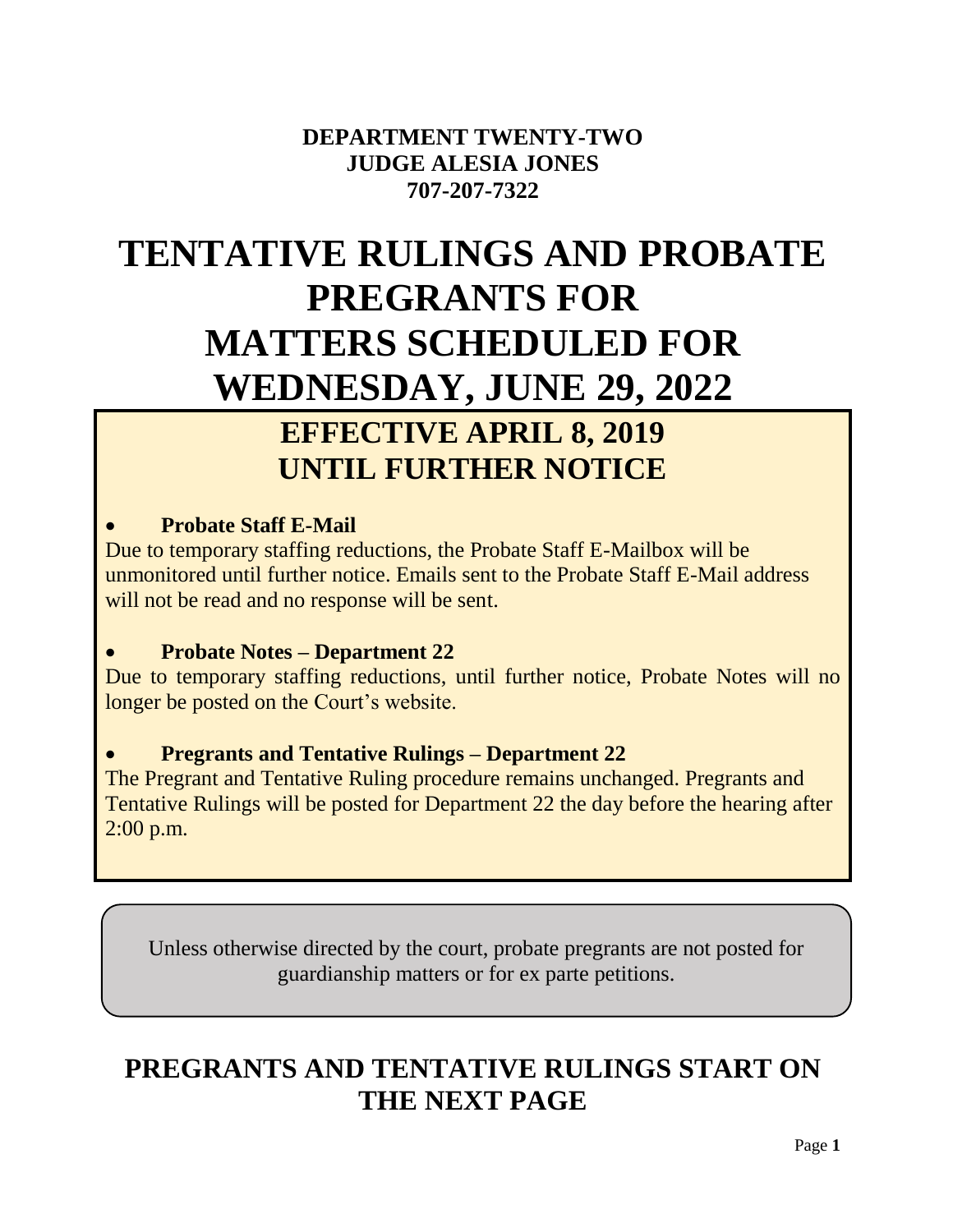**DEPARTMENT TWENTY-TWO**
**JUDGE ALESIA JONES**
**707-207-7322**

# TENTATIVE RULINGS AND PROBATE PREGRANTS FOR MATTERS SCHEDULED FOR WEDNESDAY, JUNE 29, 2022

## EFFECTIVE APRIL 8, 2019 UNTIL FURTHER NOTICE

- **Probate Staff E-Mail**

Due to temporary staffing reductions, the Probate Staff E-Mailbox will be unmonitored until further notice. Emails sent to the Probate Staff E-Mail address will not be read and no response will be sent.

- **Probate Notes – Department 22**

Due to temporary staffing reductions, until further notice, Probate Notes will no longer be posted on the Court's website.

- **Pregrants and Tentative Rulings – Department 22**

The Pregrant and Tentative Ruling procedure remains unchanged. Pregrants and Tentative Rulings will be posted for Department 22 the day before the hearing after 2:00 p.m.

Unless otherwise directed by the court, probate pregrants are not posted for guardianship matters or for ex parte petitions.

## PREGRANTS AND TENTATIVE RULINGS START ON THE NEXT PAGE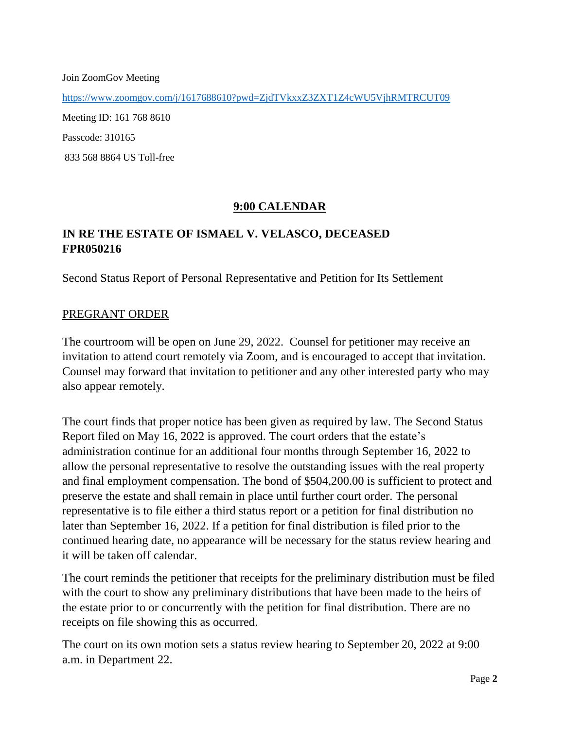Join ZoomGov Meeting

https://www.zoomgov.com/j/1617688610?pwd=ZjdTVkxxZ3ZXT1Z4cWU5VjhRMTRCUT09

Meeting ID: 161 768 8610

Passcode: 310165

833 568 8864 US Toll-free

## 9:00 CALENDAR

### IN RE THE ESTATE OF ISMAEL V. VELASCO, DECEASED FPR050216

Second Status Report of Personal Representative and Petition for Its Settlement

PREGRANT ORDER

The courtroom will be open on June 29, 2022. Counsel for petitioner may receive an invitation to attend court remotely via Zoom, and is encouraged to accept that invitation. Counsel may forward that invitation to petitioner and any other interested party who may also appear remotely.

The court finds that proper notice has been given as required by law. The Second Status Report filed on May 16, 2022 is approved. The court orders that the estate's administration continue for an additional four months through September 16, 2022 to allow the personal representative to resolve the outstanding issues with the real property and final employment compensation. The bond of $504,200.00 is sufficient to protect and preserve the estate and shall remain in place until further court order. The personal representative is to file either a third status report or a petition for final distribution no later than September 16, 2022. If a petition for final distribution is filed prior to the continued hearing date, no appearance will be necessary for the status review hearing and it will be taken off calendar.

The court reminds the petitioner that receipts for the preliminary distribution must be filed with the court to show any preliminary distributions that have been made to the heirs of the estate prior to or concurrently with the petition for final distribution. There are no receipts on file showing this as occurred.

The court on its own motion sets a status review hearing to September 20, 2022 at 9:00 a.m. in Department 22.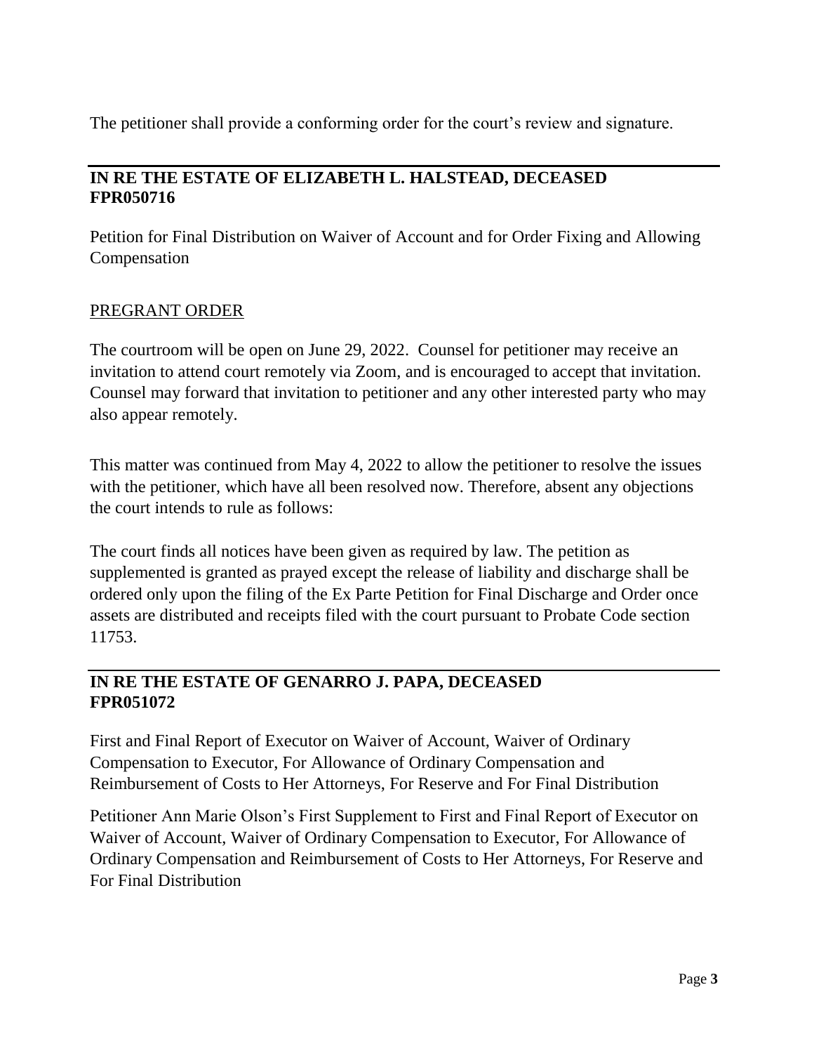The petitioner shall provide a conforming order for the court's review and signature.

---

**IN RE THE ESTATE OF ELIZABETH L. HALSTEAD, DECEASED**
**FPR050716**

Petition for Final Distribution on Waiver of Account and for Order Fixing and Allowing Compensation

<u>PREGRANT ORDER</u>

The courtroom will be open on June 29, 2022. Counsel for petitioner may receive an invitation to attend court remotely via Zoom, and is encouraged to accept that invitation. Counsel may forward that invitation to petitioner and any other interested party who may also appear remotely.

This matter was continued from May 4, 2022 to allow the petitioner to resolve the issues with the petitioner, which have all been resolved now. Therefore, absent any objections the court intends to rule as follows:

The court finds all notices have been given as required by law. The petition as supplemented is granted as prayed except the release of liability and discharge shall be ordered only upon the filing of the Ex Parte Petition for Final Discharge and Order once assets are distributed and receipts filed with the court pursuant to Probate Code section 11753.

---

**IN RE THE ESTATE OF GENARRO J. PAPA, DECEASED**
**FPR051072**

First and Final Report of Executor on Waiver of Account, Waiver of Ordinary Compensation to Executor, For Allowance of Ordinary Compensation and Reimbursement of Costs to Her Attorneys, For Reserve and For Final Distribution

Petitioner Ann Marie Olson's First Supplement to First and Final Report of Executor on Waiver of Account, Waiver of Ordinary Compensation to Executor, For Allowance of Ordinary Compensation and Reimbursement of Costs to Her Attorneys, For Reserve and For Final Distribution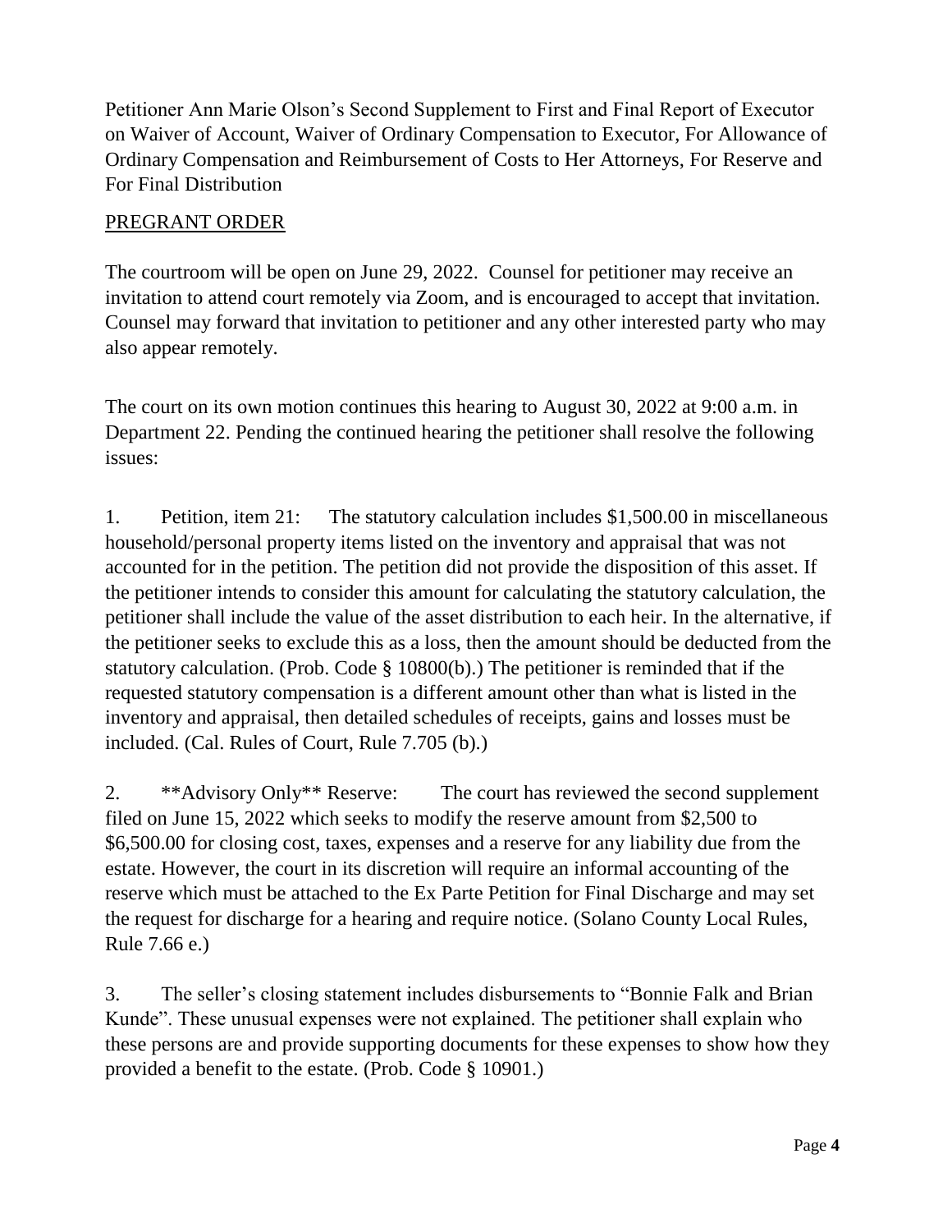Petitioner Ann Marie Olson's Second Supplement to First and Final Report of Executor on Waiver of Account, Waiver of Ordinary Compensation to Executor, For Allowance of Ordinary Compensation and Reimbursement of Costs to Her Attorneys, For Reserve and For Final Distribution

<u>PREGRANT ORDER</u>

The courtroom will be open on June 29, 2022. Counsel for petitioner may receive an invitation to attend court remotely via Zoom, and is encouraged to accept that invitation. Counsel may forward that invitation to petitioner and any other interested party who may also appear remotely.

The court on its own motion continues this hearing to August 30, 2022 at 9:00 a.m. in Department 22. Pending the continued hearing the petitioner shall resolve the following issues:

1. Petition, item 21: The statutory calculation includes $1,500.00 in miscellaneous household/personal property items listed on the inventory and appraisal that was not accounted for in the petition. The petition did not provide the disposition of this asset. If the petitioner intends to consider this amount for calculating the statutory calculation, the petitioner shall include the value of the asset distribution to each heir. In the alternative, if the petitioner seeks to exclude this as a loss, then the amount should be deducted from the statutory calculation. (Prob. Code § 10800(b).) The petitioner is reminded that if the requested statutory compensation is a different amount other than what is listed in the inventory and appraisal, then detailed schedules of receipts, gains and losses must be included. (Cal. Rules of Court, Rule 7.705 (b).)

2. **Advisory Only** Reserve: The court has reviewed the second supplement filed on June 15, 2022 which seeks to modify the reserve amount from $2,500 to $6,500.00 for closing cost, taxes, expenses and a reserve for any liability due from the estate. However, the court in its discretion will require an informal accounting of the reserve which must be attached to the Ex Parte Petition for Final Discharge and may set the request for discharge for a hearing and require notice. (Solano County Local Rules, Rule 7.66 e.)

3. The seller's closing statement includes disbursements to "Bonnie Falk and Brian Kunde". These unusual expenses were not explained. The petitioner shall explain who these persons are and provide supporting documents for these expenses to show how they provided a benefit to the estate. (Prob. Code § 10901.)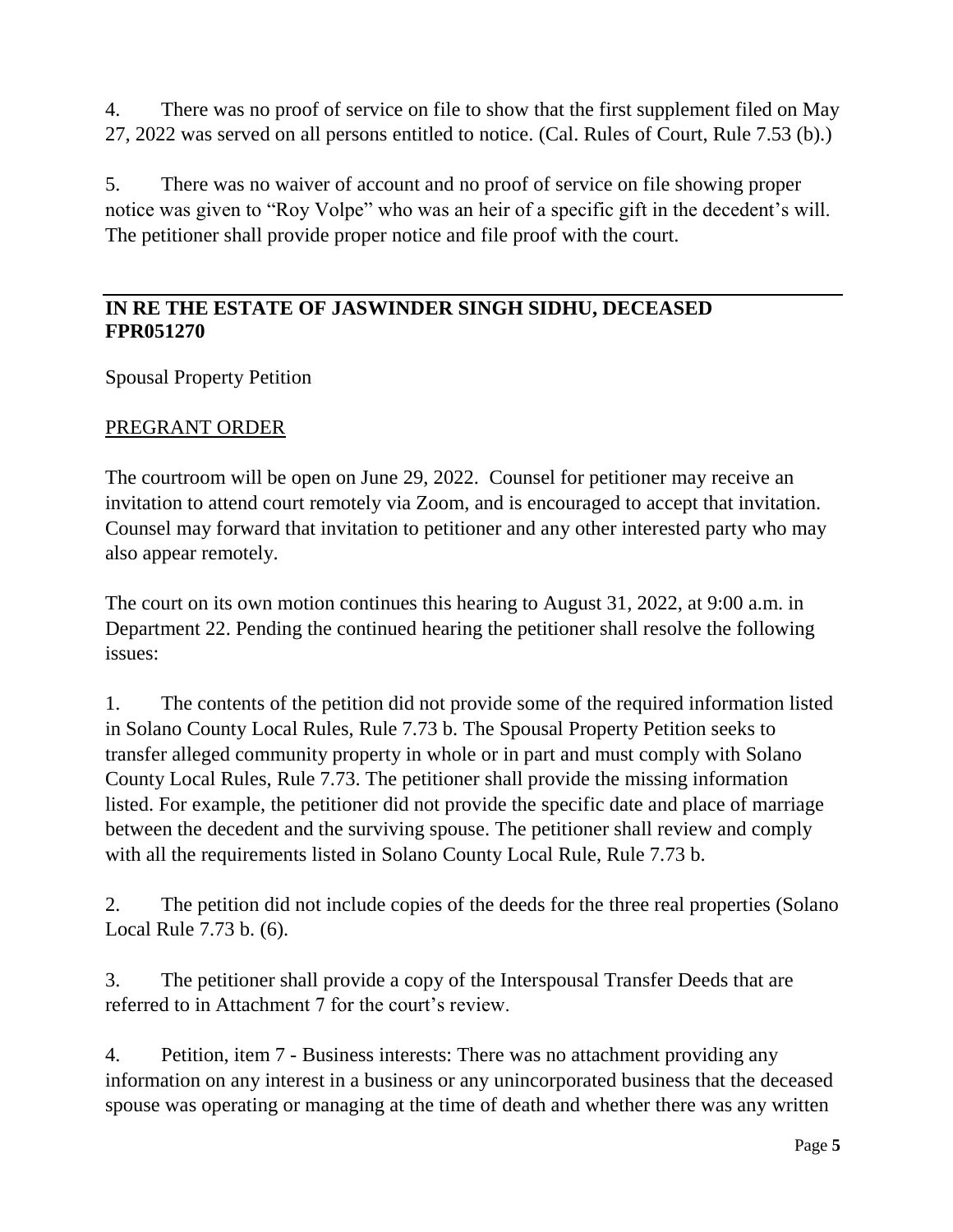4. There was no proof of service on file to show that the first supplement filed on May 27, 2022 was served on all persons entitled to notice. (Cal. Rules of Court, Rule 7.53 (b).)

5. There was no waiver of account and no proof of service on file showing proper notice was given to "Roy Volpe" who was an heir of a specific gift in the decedent's will. The petitioner shall provide proper notice and file proof with the court.

---

**IN RE THE ESTATE OF JASWINDER SINGH SIDHU, DECEASED**
**FPR051270**

Spousal Property Petition

PREGRANT ORDER

The courtroom will be open on June 29, 2022. Counsel for petitioner may receive an invitation to attend court remotely via Zoom, and is encouraged to accept that invitation. Counsel may forward that invitation to petitioner and any other interested party who may also appear remotely.

The court on its own motion continues this hearing to August 31, 2022, at 9:00 a.m. in Department 22. Pending the continued hearing the petitioner shall resolve the following issues:

1. The contents of the petition did not provide some of the required information listed in Solano County Local Rules, Rule 7.73 b. The Spousal Property Petition seeks to transfer alleged community property in whole or in part and must comply with Solano County Local Rules, Rule 7.73. The petitioner shall provide the missing information listed. For example, the petitioner did not provide the specific date and place of marriage between the decedent and the surviving spouse. The petitioner shall review and comply with all the requirements listed in Solano County Local Rule, Rule 7.73 b.

2. The petition did not include copies of the deeds for the three real properties (Solano Local Rule 7.73 b. (6).

3. The petitioner shall provide a copy of the Interspousal Transfer Deeds that are referred to in Attachment 7 for the court's review.

4. Petition, item 7 - Business interests: There was no attachment providing any information on any interest in a business or any unincorporated business that the deceased spouse was operating or managing at the time of death and whether there was any written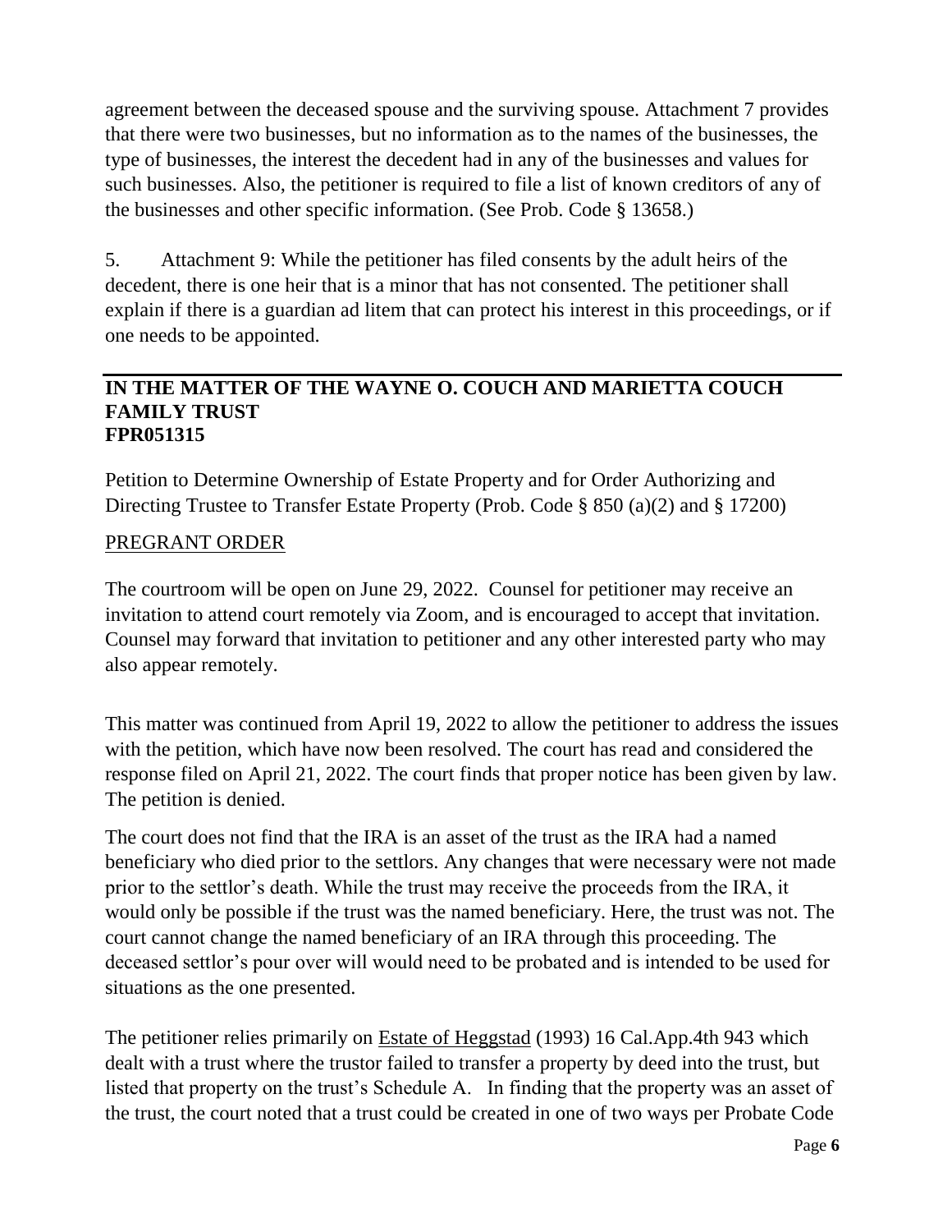agreement between the deceased spouse and the surviving spouse. Attachment 7 provides that there were two businesses, but no information as to the names of the businesses, the type of businesses, the interest the decedent had in any of the businesses and values for such businesses. Also, the petitioner is required to file a list of known creditors of any of the businesses and other specific information. (See Prob. Code § 13658.)

5. Attachment 9: While the petitioner has filed consents by the adult heirs of the decedent, there is one heir that is a minor that has not consented. The petitioner shall explain if there is a guardian ad litem that can protect his interest in this proceedings, or if one needs to be appointed.

---

## IN THE MATTER OF THE WAYNE O. COUCH AND MARIETTA COUCH FAMILY TRUST
## FPR051315

Petition to Determine Ownership of Estate Property and for Order Authorizing and Directing Trustee to Transfer Estate Property (Prob. Code § 850 (a)(2) and § 17200)

PREGRANT ORDER

The courtroom will be open on June 29, 2022. Counsel for petitioner may receive an invitation to attend court remotely via Zoom, and is encouraged to accept that invitation. Counsel may forward that invitation to petitioner and any other interested party who may also appear remotely.

This matter was continued from April 19, 2022 to allow the petitioner to address the issues with the petition, which have now been resolved. The court has read and considered the response filed on April 21, 2022. The court finds that proper notice has been given by law. The petition is denied.

The court does not find that the IRA is an asset of the trust as the IRA had a named beneficiary who died prior to the settlors. Any changes that were necessary were not made prior to the settlor's death. While the trust may receive the proceeds from the IRA, it would only be possible if the trust was the named beneficiary. Here, the trust was not. The court cannot change the named beneficiary of an IRA through this proceeding. The deceased settlor's pour over will would need to be probated and is intended to be used for situations as the one presented.

The petitioner relies primarily on Estate of Heggstad (1993) 16 Cal.App.4th 943 which dealt with a trust where the trustor failed to transfer a property by deed into the trust, but listed that property on the trust's Schedule A. In finding that the property was an asset of the trust, the court noted that a trust could be created in one of two ways per Probate Code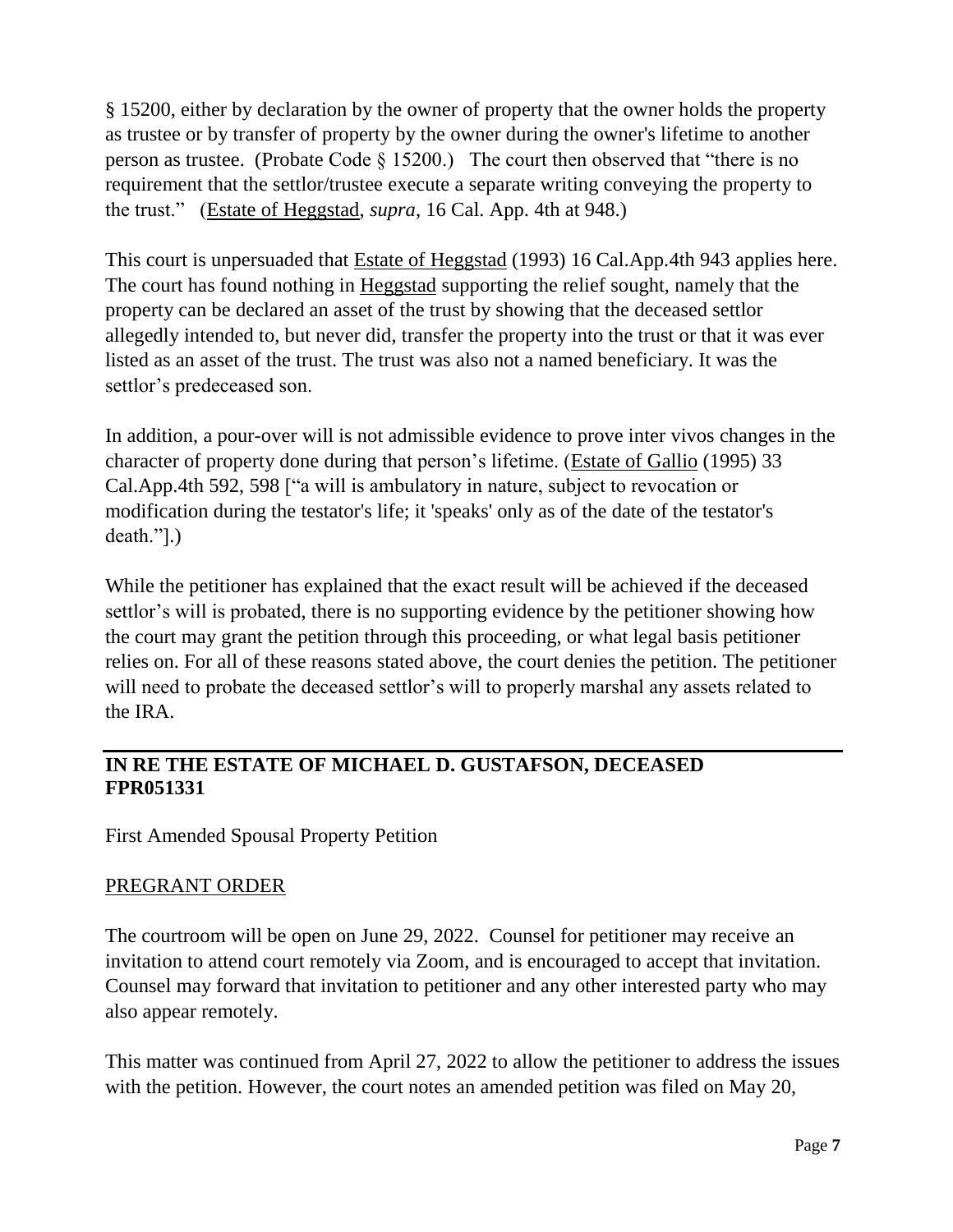§ 15200, either by declaration by the owner of property that the owner holds the property as trustee or by transfer of property by the owner during the owner's lifetime to another person as trustee. (Probate Code § 15200.) The court then observed that "there is no requirement that the settlor/trustee execute a separate writing conveying the property to the trust." (Estate of Heggstad, *supra*, 16 Cal. App. 4th at 948.)

This court is unpersuaded that Estate of Heggstad (1993) 16 Cal.App.4th 943 applies here. The court has found nothing in Heggstad supporting the relief sought, namely that the property can be declared an asset of the trust by showing that the deceased settlor allegedly intended to, but never did, transfer the property into the trust or that it was ever listed as an asset of the trust. The trust was also not a named beneficiary. It was the settlor's predeceased son.

In addition, a pour-over will is not admissible evidence to prove inter vivos changes in the character of property done during that person's lifetime. (Estate of Gallio (1995) 33 Cal.App.4th 592, 598 ["a will is ambulatory in nature, subject to revocation or modification during the testator's life; it 'speaks' only as of the date of the testator's death."].)

While the petitioner has explained that the exact result will be achieved if the deceased settlor's will is probated, there is no supporting evidence by the petitioner showing how the court may grant the petition through this proceeding, or what legal basis petitioner relies on. For all of these reasons stated above, the court denies the petition. The petitioner will need to probate the deceased settlor's will to properly marshal any assets related to the IRA.

---

**IN RE THE ESTATE OF MICHAEL D. GUSTAFSON, DECEASED**
**FPR051331**

First Amended Spousal Property Petition

PREGRANT ORDER

The courtroom will be open on June 29, 2022. Counsel for petitioner may receive an invitation to attend court remotely via Zoom, and is encouraged to accept that invitation. Counsel may forward that invitation to petitioner and any other interested party who may also appear remotely.

This matter was continued from April 27, 2022 to allow the petitioner to address the issues with the petition. However, the court notes an amended petition was filed on May 20,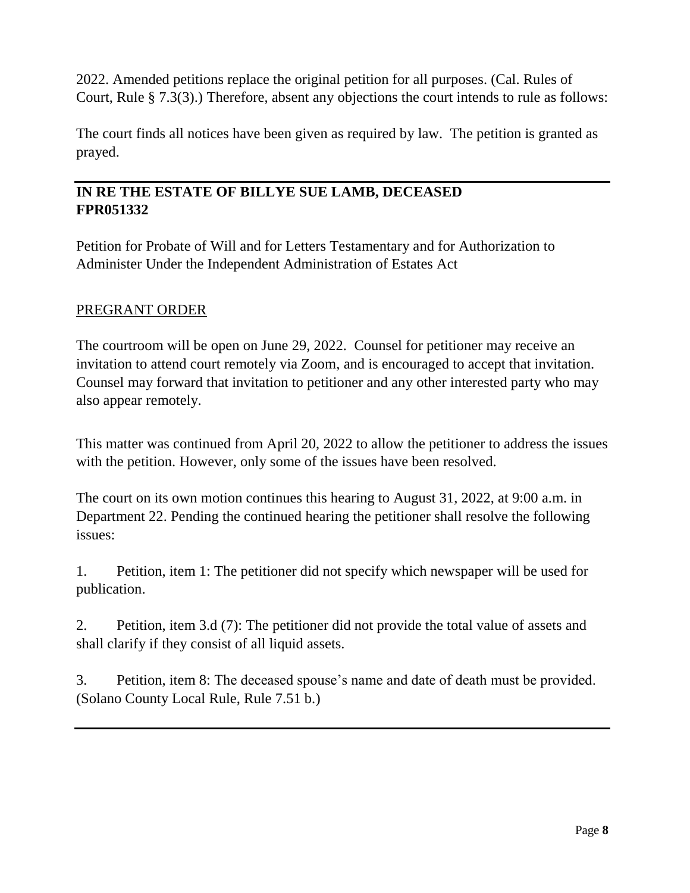2022. Amended petitions replace the original petition for all purposes. (Cal. Rules of Court, Rule § 7.3(3).) Therefore, absent any objections the court intends to rule as follows:

The court finds all notices have been given as required by law. The petition is granted as prayed.

---

**IN RE THE ESTATE OF BILLYE SUE LAMB, DECEASED**
**FPR051332**

Petition for Probate of Will and for Letters Testamentary and for Authorization to Administer Under the Independent Administration of Estates Act

PREGRANT ORDER

The courtroom will be open on June 29, 2022. Counsel for petitioner may receive an invitation to attend court remotely via Zoom, and is encouraged to accept that invitation. Counsel may forward that invitation to petitioner and any other interested party who may also appear remotely.

This matter was continued from April 20, 2022 to allow the petitioner to address the issues with the petition. However, only some of the issues have been resolved.

The court on its own motion continues this hearing to August 31, 2022, at 9:00 a.m. in Department 22. Pending the continued hearing the petitioner shall resolve the following issues:

1. Petition, item 1: The petitioner did not specify which newspaper will be used for publication.

2. Petition, item 3.d (7): The petitioner did not provide the total value of assets and shall clarify if they consist of all liquid assets.

3. Petition, item 8: The deceased spouse's name and date of death must be provided. (Solano County Local Rule, Rule 7.51 b.)

---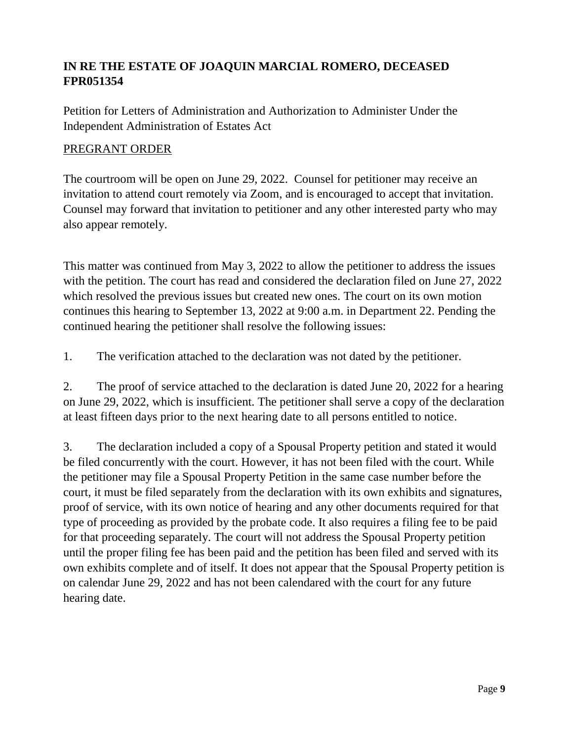**IN RE THE ESTATE OF JOAQUIN MARCIAL ROMERO, DECEASED**
**FPR051354**

Petition for Letters of Administration and Authorization to Administer Under the Independent Administration of Estates Act

<u>PREGRANT ORDER</u>

The courtroom will be open on June 29, 2022. Counsel for petitioner may receive an invitation to attend court remotely via Zoom, and is encouraged to accept that invitation. Counsel may forward that invitation to petitioner and any other interested party who may also appear remotely.

This matter was continued from May 3, 2022 to allow the petitioner to address the issues with the petition. The court has read and considered the declaration filed on June 27, 2022 which resolved the previous issues but created new ones. The court on its own motion continues this hearing to September 13, 2022 at 9:00 a.m. in Department 22. Pending the continued hearing the petitioner shall resolve the following issues:

1. The verification attached to the declaration was not dated by the petitioner.

2. The proof of service attached to the declaration is dated June 20, 2022 for a hearing on June 29, 2022, which is insufficient. The petitioner shall serve a copy of the declaration at least fifteen days prior to the next hearing date to all persons entitled to notice.

3. The declaration included a copy of a Spousal Property petition and stated it would be filed concurrently with the court. However, it has not been filed with the court. While the petitioner may file a Spousal Property Petition in the same case number before the court, it must be filed separately from the declaration with its own exhibits and signatures, proof of service, with its own notice of hearing and any other documents required for that type of proceeding as provided by the probate code. It also requires a filing fee to be paid for that proceeding separately. The court will not address the Spousal Property petition until the proper filing fee has been paid and the petition has been filed and served with its own exhibits complete and of itself. It does not appear that the Spousal Property petition is on calendar June 29, 2022 and has not been calendared with the court for any future hearing date.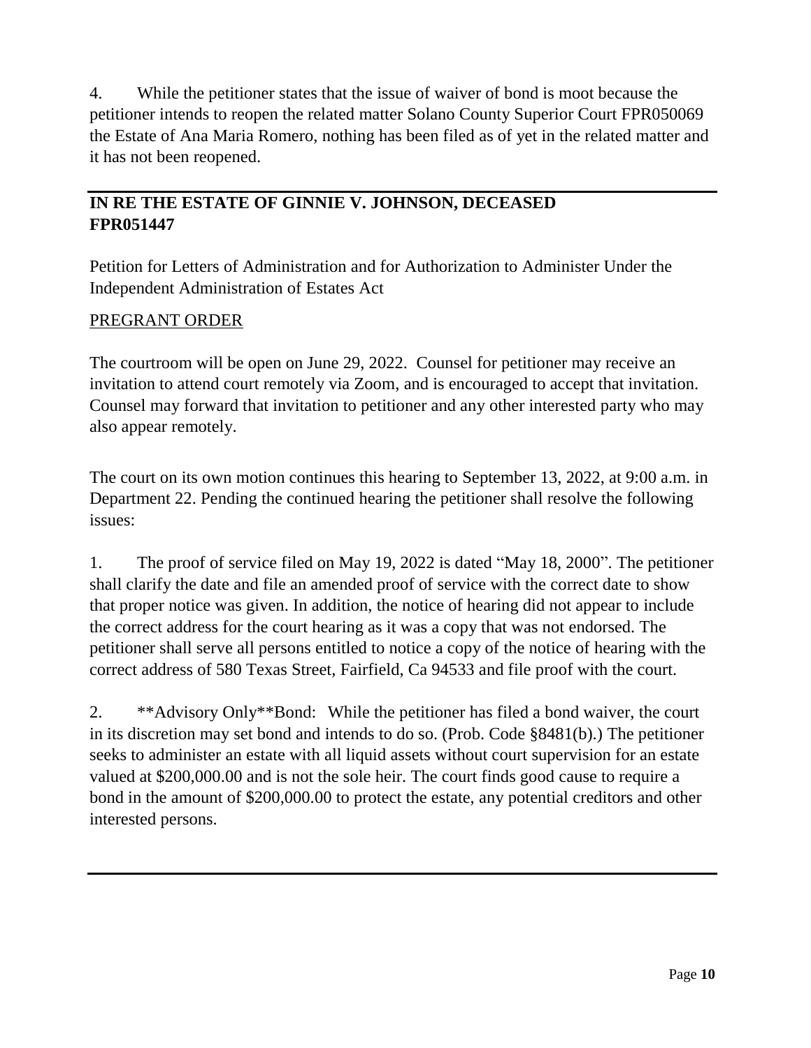4. While the petitioner states that the issue of waiver of bond is moot because the petitioner intends to reopen the related matter Solano County Superior Court FPR050069 the Estate of Ana Maria Romero, nothing has been filed as of yet in the related matter and it has not been reopened.

---

## IN RE THE ESTATE OF GINNIE V. JOHNSON, DECEASED FPR051447

Petition for Letters of Administration and for Authorization to Administer Under the Independent Administration of Estates Act

<u>PREGRANT ORDER</u>

The courtroom will be open on June 29, 2022. Counsel for petitioner may receive an invitation to attend court remotely via Zoom, and is encouraged to accept that invitation. Counsel may forward that invitation to petitioner and any other interested party who may also appear remotely.

The court on its own motion continues this hearing to September 13, 2022, at 9:00 a.m. in Department 22. Pending the continued hearing the petitioner shall resolve the following issues:

1. The proof of service filed on May 19, 2022 is dated "May 18, 2000". The petitioner shall clarify the date and file an amended proof of service with the correct date to show that proper notice was given. In addition, the notice of hearing did not appear to include the correct address for the court hearing as it was a copy that was not endorsed. The petitioner shall serve all persons entitled to notice a copy of the notice of hearing with the correct address of 580 Texas Street, Fairfield, Ca 94533 and file proof with the court.

2. **Advisory Only**Bond: While the petitioner has filed a bond waiver, the court in its discretion may set bond and intends to do so. (Prob. Code §8481(b).) The petitioner seeks to administer an estate with all liquid assets without court supervision for an estate valued at $200,000.00 and is not the sole heir. The court finds good cause to require a bond in the amount of $200,000.00 to protect the estate, any potential creditors and other interested persons.

---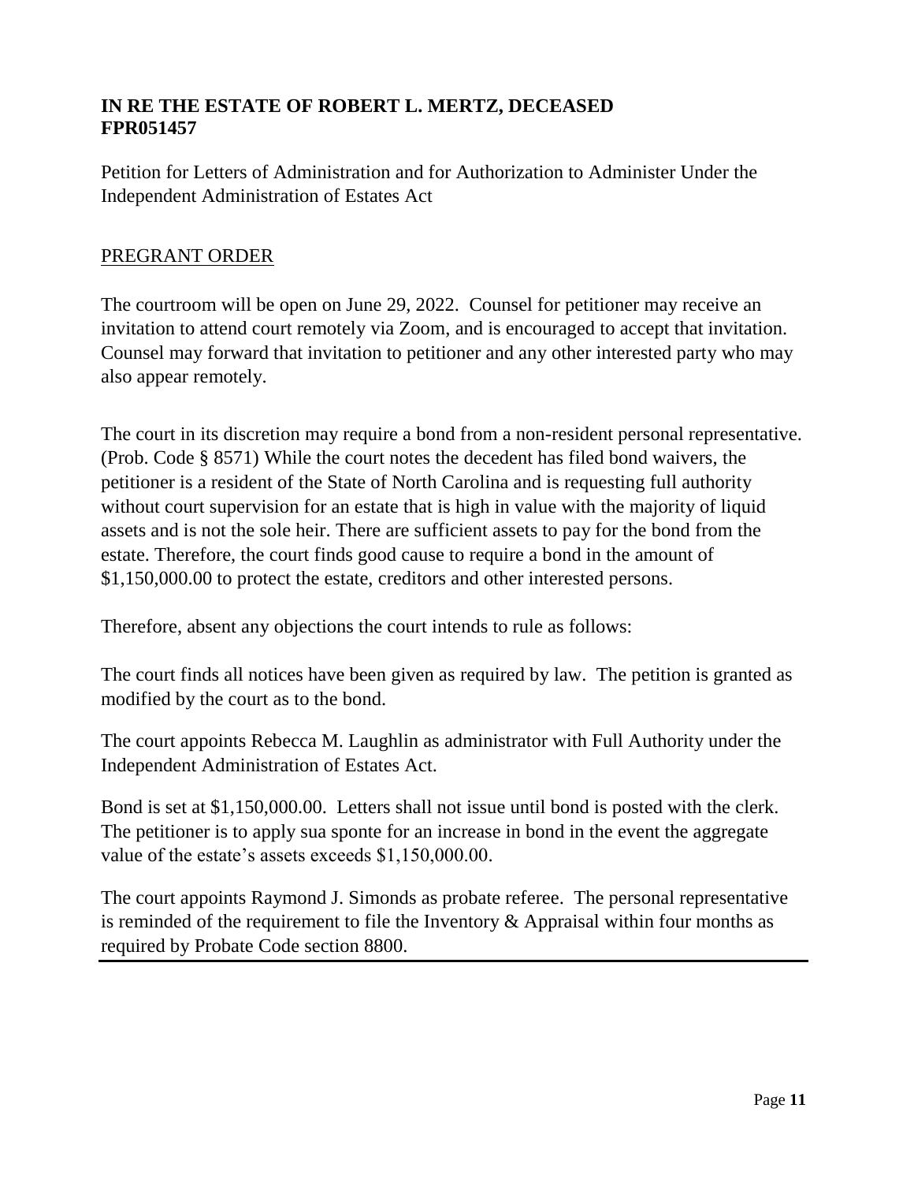**IN RE THE ESTATE OF ROBERT L. MERTZ, DECEASED**
**FPR051457**

Petition for Letters of Administration and for Authorization to Administer Under the Independent Administration of Estates Act

<u>PREGRANT ORDER</u>

The courtroom will be open on June 29, 2022. Counsel for petitioner may receive an invitation to attend court remotely via Zoom, and is encouraged to accept that invitation. Counsel may forward that invitation to petitioner and any other interested party who may also appear remotely.

The court in its discretion may require a bond from a non-resident personal representative. (Prob. Code § 8571) While the court notes the decedent has filed bond waivers, the petitioner is a resident of the State of North Carolina and is requesting full authority without court supervision for an estate that is high in value with the majority of liquid assets and is not the sole heir. There are sufficient assets to pay for the bond from the estate. Therefore, the court finds good cause to require a bond in the amount of $1,150,000.00 to protect the estate, creditors and other interested persons.

Therefore, absent any objections the court intends to rule as follows:

The court finds all notices have been given as required by law. The petition is granted as modified by the court as to the bond.

The court appoints Rebecca M. Laughlin as administrator with Full Authority under the Independent Administration of Estates Act.

Bond is set at $1,150,000.00. Letters shall not issue until bond is posted with the clerk. The petitioner is to apply sua sponte for an increase in bond in the event the aggregate value of the estate's assets exceeds $1,150,000.00.

The court appoints Raymond J. Simonds as probate referee. The personal representative is reminded of the requirement to file the Inventory & Appraisal within four months as required by Probate Code section 8800.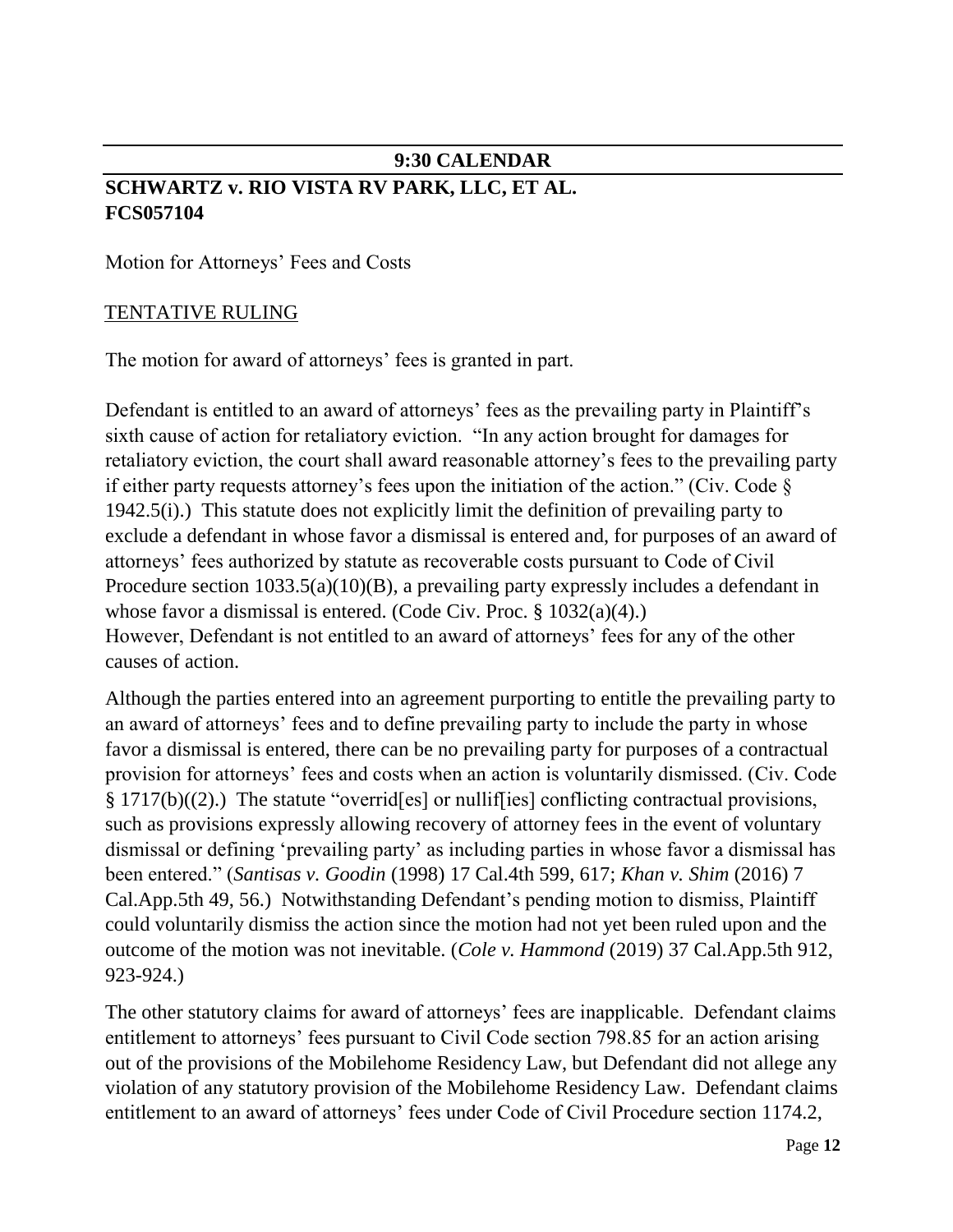## 9:30 CALENDAR

**SCHWARTZ v. RIO VISTA RV PARK, LLC, ET AL.**
**FCS057104**

Motion for Attorneys' Fees and Costs

TENTATIVE RULING

The motion for award of attorneys' fees is granted in part.

Defendant is entitled to an award of attorneys' fees as the prevailing party in Plaintiff's sixth cause of action for retaliatory eviction. "In any action brought for damages for retaliatory eviction, the court shall award reasonable attorney's fees to the prevailing party if either party requests attorney's fees upon the initiation of the action." (Civ. Code § 1942.5(i).) This statute does not explicitly limit the definition of prevailing party to exclude a defendant in whose favor a dismissal is entered and, for purposes of an award of attorneys' fees authorized by statute as recoverable costs pursuant to Code of Civil Procedure section 1033.5(a)(10)(B), a prevailing party expressly includes a defendant in whose favor a dismissal is entered. (Code Civ. Proc. § 1032(a)(4).)
However, Defendant is not entitled to an award of attorneys' fees for any of the other causes of action.

Although the parties entered into an agreement purporting to entitle the prevailing party to an award of attorneys' fees and to define prevailing party to include the party in whose favor a dismissal is entered, there can be no prevailing party for purposes of a contractual provision for attorneys' fees and costs when an action is voluntarily dismissed. (Civ. Code § 1717(b)((2).) The statute "overrid[es] or nullif[ies] conflicting contractual provisions, such as provisions expressly allowing recovery of attorney fees in the event of voluntary dismissal or defining 'prevailing party' as including parties in whose favor a dismissal has been entered." (*Santisas v. Goodin* (1998) 17 Cal.4th 599, 617; *Khan v. Shim* (2016) 7 Cal.App.5th 49, 56.) Notwithstanding Defendant's pending motion to dismiss, Plaintiff could voluntarily dismiss the action since the motion had not yet been ruled upon and the outcome of the motion was not inevitable. (*Cole v. Hammond* (2019) 37 Cal.App.5th 912, 923-924.)

The other statutory claims for award of attorneys' fees are inapplicable. Defendant claims entitlement to attorneys' fees pursuant to Civil Code section 798.85 for an action arising out of the provisions of the Mobilehome Residency Law, but Defendant did not allege any violation of any statutory provision of the Mobilehome Residency Law. Defendant claims entitlement to an award of attorneys' fees under Code of Civil Procedure section 1174.2,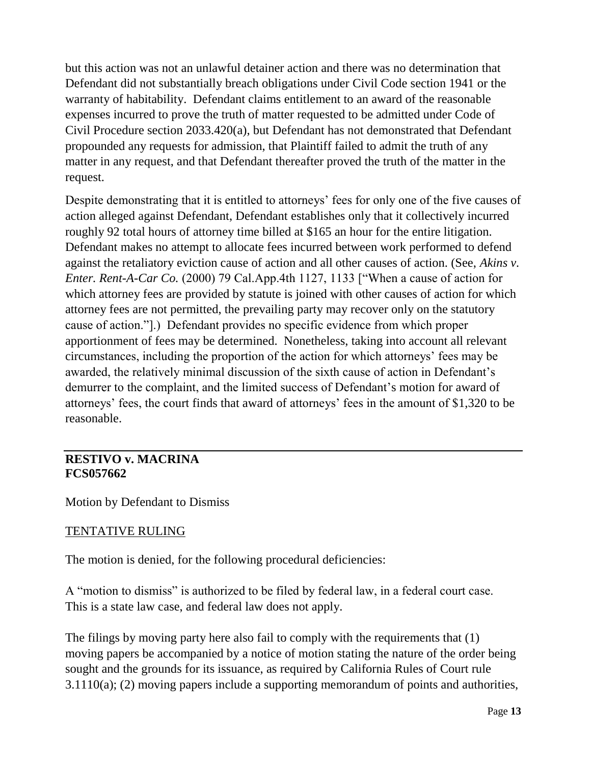but this action was not an unlawful detainer action and there was no determination that Defendant did not substantially breach obligations under Civil Code section 1941 or the warranty of habitability. Defendant claims entitlement to an award of the reasonable expenses incurred to prove the truth of matter requested to be admitted under Code of Civil Procedure section 2033.420(a), but Defendant has not demonstrated that Defendant propounded any requests for admission, that Plaintiff failed to admit the truth of any matter in any request, and that Defendant thereafter proved the truth of the matter in the request.

Despite demonstrating that it is entitled to attorneys' fees for only one of the five causes of action alleged against Defendant, Defendant establishes only that it collectively incurred roughly 92 total hours of attorney time billed at $165 an hour for the entire litigation. Defendant makes no attempt to allocate fees incurred between work performed to defend against the retaliatory eviction cause of action and all other causes of action. (See, *Akins v. Enter. Rent-A-Car Co.* (2000) 79 Cal.App.4th 1127, 1133 ["When a cause of action for which attorney fees are provided by statute is joined with other causes of action for which attorney fees are not permitted, the prevailing party may recover only on the statutory cause of action."].) Defendant provides no specific evidence from which proper apportionment of fees may be determined. Nonetheless, taking into account all relevant circumstances, including the proportion of the action for which attorneys' fees may be awarded, the relatively minimal discussion of the sixth cause of action in Defendant's demurrer to the complaint, and the limited success of Defendant's motion for award of attorneys' fees, the court finds that award of attorneys' fees in the amount of $1,320 to be reasonable.

---

**RESTIVO v. MACRINA**
**FCS057662**

Motion by Defendant to Dismiss

<u>TENTATIVE RULING</u>

The motion is denied, for the following procedural deficiencies:

A "motion to dismiss" is authorized to be filed by federal law, in a federal court case. This is a state law case, and federal law does not apply.

The filings by moving party here also fail to comply with the requirements that (1) moving papers be accompanied by a notice of motion stating the nature of the order being sought and the grounds for its issuance, as required by California Rules of Court rule 3.1110(a); (2) moving papers include a supporting memorandum of points and authorities,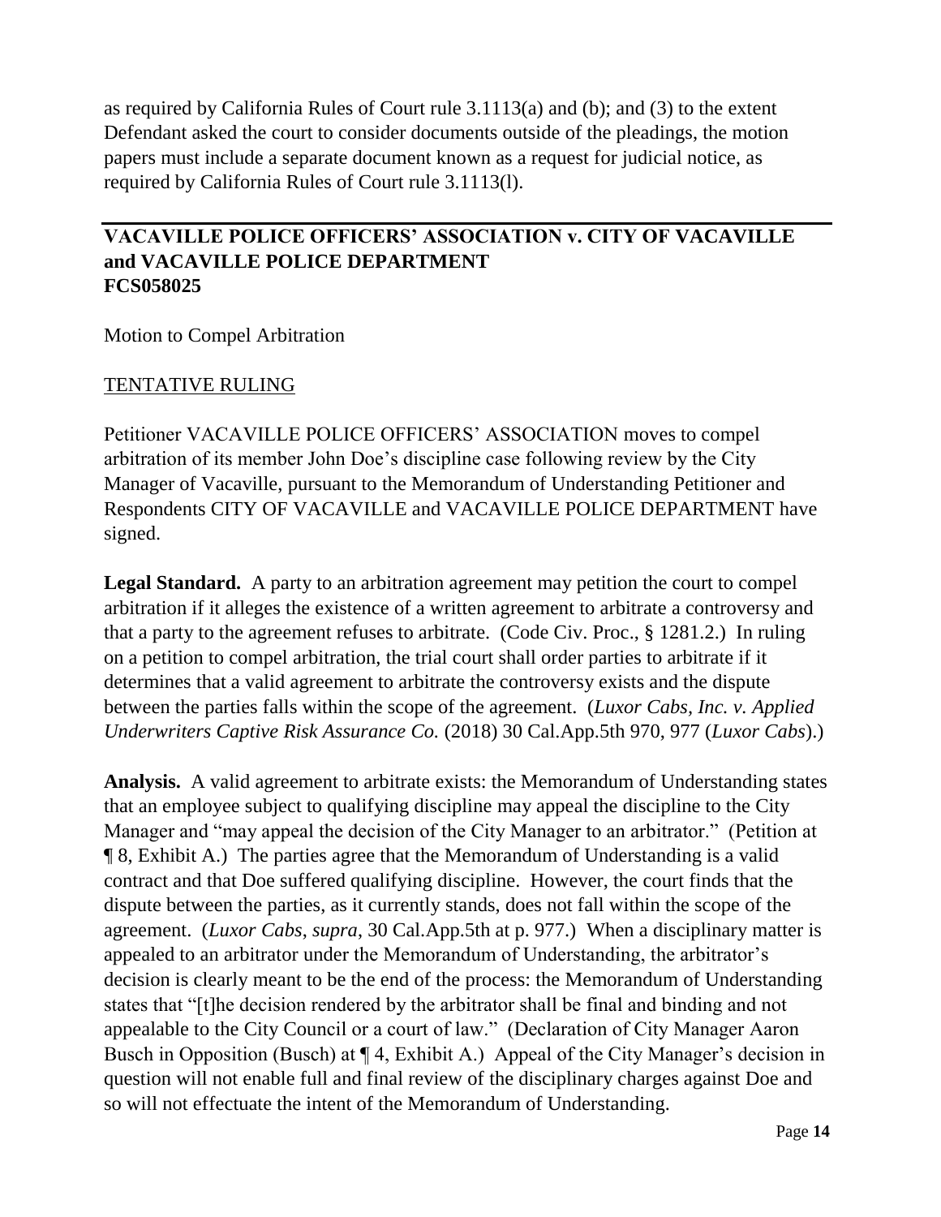as required by California Rules of Court rule 3.1113(a) and (b); and (3) to the extent Defendant asked the court to consider documents outside of the pleadings, the motion papers must include a separate document known as a request for judicial notice, as required by California Rules of Court rule 3.1113(l).

---

## VACAVILLE POLICE OFFICERS' ASSOCIATION v. CITY OF VACAVILLE and VACAVILLE POLICE DEPARTMENT FCS058025

Motion to Compel Arbitration

TENTATIVE RULING

Petitioner VACAVILLE POLICE OFFICERS' ASSOCIATION moves to compel arbitration of its member John Doe's discipline case following review by the City Manager of Vacaville, pursuant to the Memorandum of Understanding Petitioner and Respondents CITY OF VACAVILLE and VACAVILLE POLICE DEPARTMENT have signed.

**Legal Standard.** A party to an arbitration agreement may petition the court to compel arbitration if it alleges the existence of a written agreement to arbitrate a controversy and that a party to the agreement refuses to arbitrate. (Code Civ. Proc., § 1281.2.) In ruling on a petition to compel arbitration, the trial court shall order parties to arbitrate if it determines that a valid agreement to arbitrate the controversy exists and the dispute between the parties falls within the scope of the agreement. (*Luxor Cabs, Inc. v. Applied Underwriters Captive Risk Assurance Co.* (2018) 30 Cal.App.5th 970, 977 (*Luxor Cabs*).)

**Analysis.** A valid agreement to arbitrate exists: the Memorandum of Understanding states that an employee subject to qualifying discipline may appeal the discipline to the City Manager and "may appeal the decision of the City Manager to an arbitrator." (Petition at ¶ 8, Exhibit A.) The parties agree that the Memorandum of Understanding is a valid contract and that Doe suffered qualifying discipline. However, the court finds that the dispute between the parties, as it currently stands, does not fall within the scope of the agreement. (*Luxor Cabs*, *supra*, 30 Cal.App.5th at p. 977.) When a disciplinary matter is appealed to an arbitrator under the Memorandum of Understanding, the arbitrator's decision is clearly meant to be the end of the process: the Memorandum of Understanding states that "[t]he decision rendered by the arbitrator shall be final and binding and not appealable to the City Council or a court of law." (Declaration of City Manager Aaron Busch in Opposition (Busch) at ¶ 4, Exhibit A.) Appeal of the City Manager's decision in question will not enable full and final review of the disciplinary charges against Doe and so will not effectuate the intent of the Memorandum of Understanding.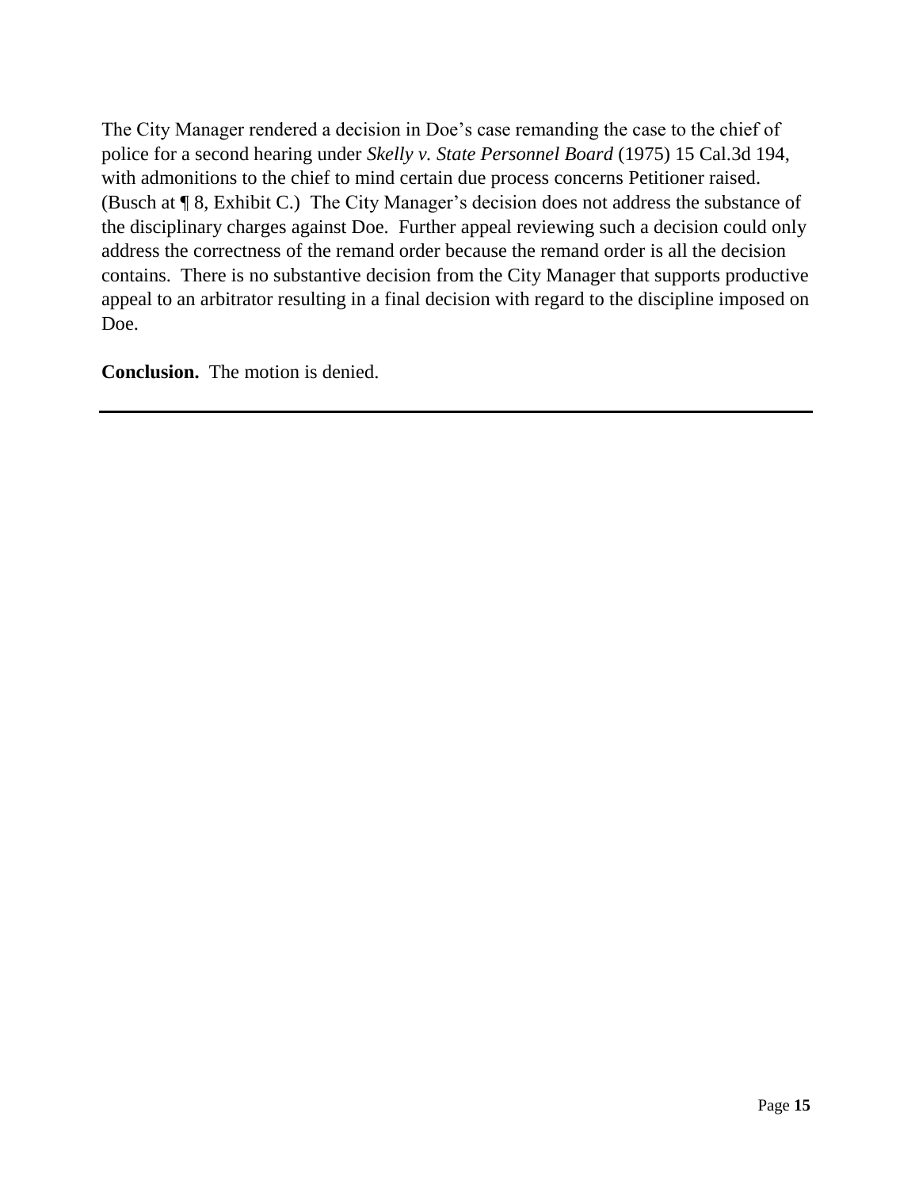The City Manager rendered a decision in Doe's case remanding the case to the chief of police for a second hearing under *Skelly v. State Personnel Board* (1975) 15 Cal.3d 194, with admonitions to the chief to mind certain due process concerns Petitioner raised. (Busch at ¶ 8, Exhibit C.) The City Manager's decision does not address the substance of the disciplinary charges against Doe. Further appeal reviewing such a decision could only address the correctness of the remand order because the remand order is all the decision contains. There is no substantive decision from the City Manager that supports productive appeal to an arbitrator resulting in a final decision with regard to the discipline imposed on Doe.

**Conclusion.** The motion is denied.

---